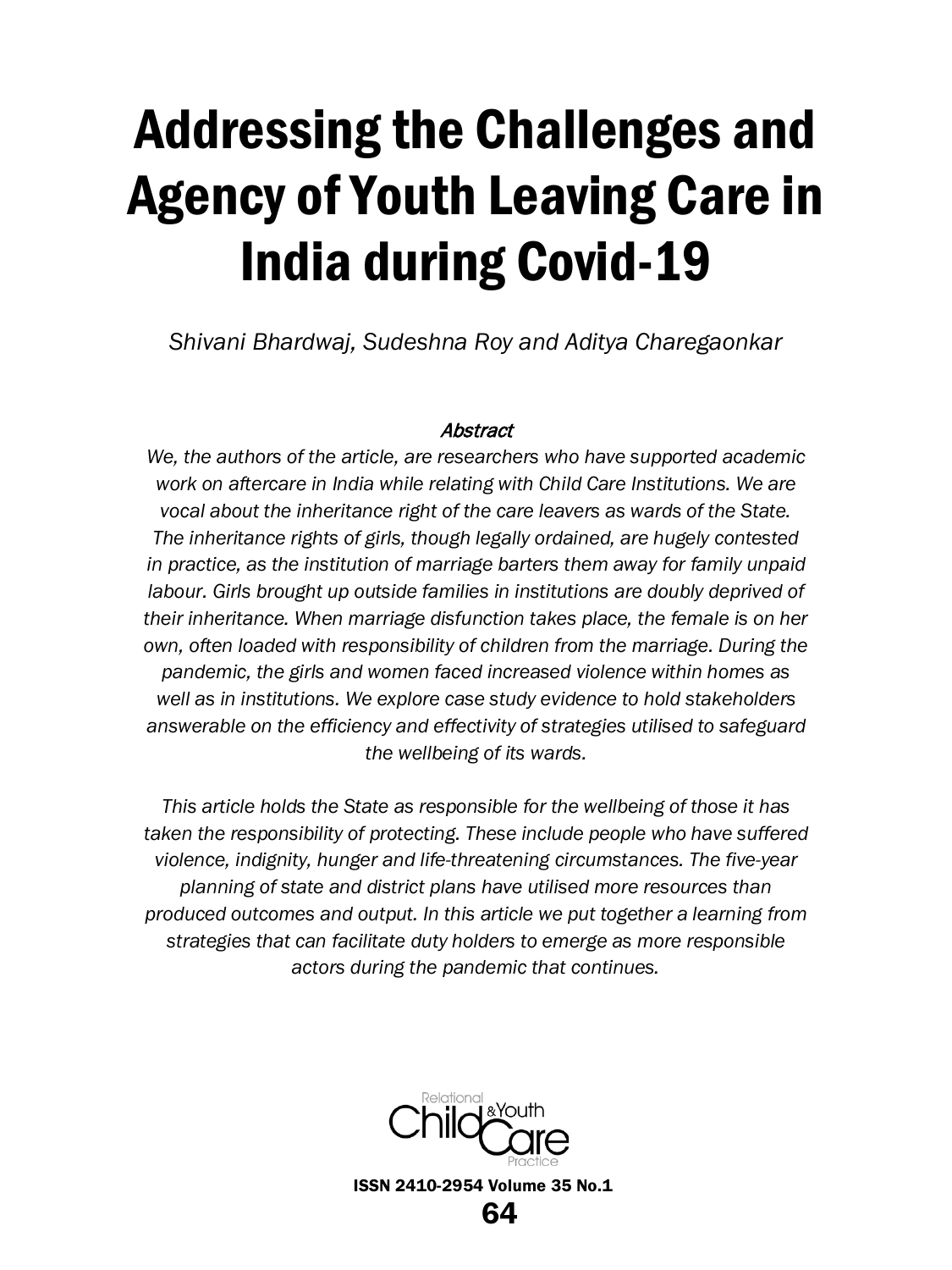# Addressing the Challenges and Agency of Youth Leaving Care in India during Covid-19

*Shivani Bhardwaj, Sudeshna Roy and Aditya Charegaonkar*

***Abstract***

*We, the authors of the article, are researchers who have supported academic work on aftercare in India while relating with Child Care Institutions. We are vocal about the inheritance right of the care leavers as wards of the State. The inheritance rights of girls, though legally ordained, are hugely contested in practice, as the institution of marriage barters them away for family unpaid labour. Girls brought up outside families in institutions are doubly deprived of their inheritance. When marriage disfunction takes place, the female is on her own, often loaded with responsibility of children from the marriage. During the pandemic, the girls and women faced increased violence within homes as well as in institutions. We explore case study evidence to hold stakeholders answerable on the efficiency and effectivity of strategies utilised to safeguard the wellbeing of its wards.*

*This article holds the State as responsible for the wellbeing of those it has taken the responsibility of protecting. These include people who have suffered violence, indignity, hunger and life-threatening circumstances. The five-year planning of state and district plans have utilised more resources than produced outcomes and output. In this article we put together a learning from strategies that can facilitate duty holders to emerge as more responsible actors during the pandemic that continues.*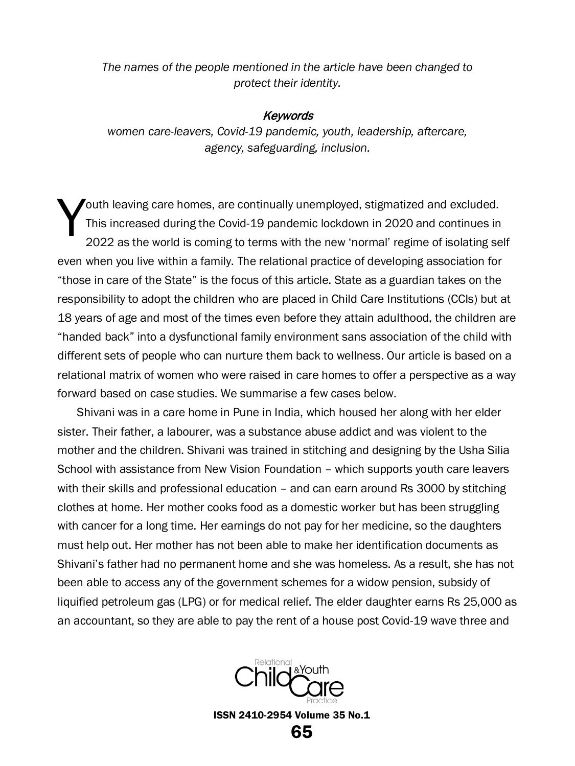*The names of the people mentioned in the article have been changed to protect their identity.*

*Keywords*

*women care-leavers, Covid-19 pandemic, youth, leadership, aftercare, agency, safeguarding, inclusion.*

Youth leaving care homes, are continually unemployed, stigmatized and excluded. This increased during the Covid-19 pandemic lockdown in 2020 and continues in 2022 as the world is coming to terms with the new 'normal' regime of isolating self even when you live within a family. The relational practice of developing association for "those in care of the State" is the focus of this article. State as a guardian takes on the responsibility to adopt the children who are placed in Child Care Institutions (CCIs) but at 18 years of age and most of the times even before they attain adulthood, the children are "handed back" into a dysfunctional family environment sans association of the child with different sets of people who can nurture them back to wellness. Our article is based on a relational matrix of women who were raised in care homes to offer a perspective as a way forward based on case studies. We summarise a few cases below.

Shivani was in a care home in Pune in India, which housed her along with her elder sister. Their father, a labourer, was a substance abuse addict and was violent to the mother and the children. Shivani was trained in stitching and designing by the Usha Silia School with assistance from New Vision Foundation – which supports youth care leavers with their skills and professional education – and can earn around Rs 3000 by stitching clothes at home. Her mother cooks food as a domestic worker but has been struggling with cancer for a long time. Her earnings do not pay for her medicine, so the daughters must help out. Her mother has not been able to make her identification documents as Shivani's father had no permanent home and she was homeless. As a result, she has not been able to access any of the government schemes for a widow pension, subsidy of liquified petroleum gas (LPG) or for medical relief. The elder daughter earns Rs 25,000 as an accountant, so they are able to pay the rent of a house post Covid-19 wave three and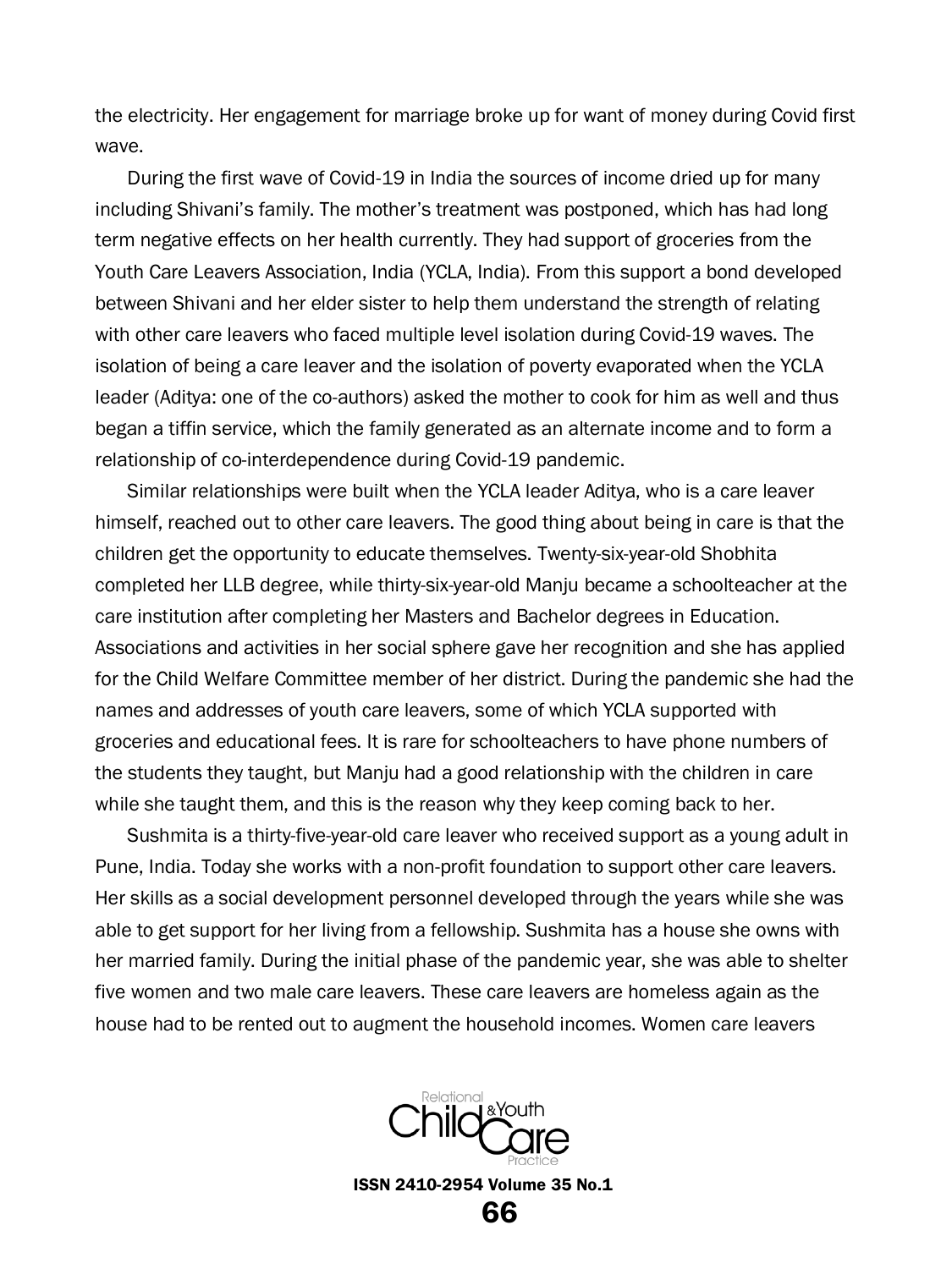the electricity. Her engagement for marriage broke up for want of money during Covid first wave.

During the first wave of Covid-19 in India the sources of income dried up for many including Shivani's family. The mother's treatment was postponed, which has had long term negative effects on her health currently. They had support of groceries from the Youth Care Leavers Association, India (YCLA, India). From this support a bond developed between Shivani and her elder sister to help them understand the strength of relating with other care leavers who faced multiple level isolation during Covid-19 waves. The isolation of being a care leaver and the isolation of poverty evaporated when the YCLA leader (Aditya: one of the co-authors) asked the mother to cook for him as well and thus began a tiffin service, which the family generated as an alternate income and to form a relationship of co-interdependence during Covid-19 pandemic.

Similar relationships were built when the YCLA leader Aditya, who is a care leaver himself, reached out to other care leavers. The good thing about being in care is that the children get the opportunity to educate themselves. Twenty-six-year-old Shobhita completed her LLB degree, while thirty-six-year-old Manju became a schoolteacher at the care institution after completing her Masters and Bachelor degrees in Education. Associations and activities in her social sphere gave her recognition and she has applied for the Child Welfare Committee member of her district. During the pandemic she had the names and addresses of youth care leavers, some of which YCLA supported with groceries and educational fees. It is rare for schoolteachers to have phone numbers of the students they taught, but Manju had a good relationship with the children in care while she taught them, and this is the reason why they keep coming back to her.

Sushmita is a thirty-five-year-old care leaver who received support as a young adult in Pune, India. Today she works with a non-profit foundation to support other care leavers. Her skills as a social development personnel developed through the years while she was able to get support for her living from a fellowship. Sushmita has a house she owns with her married family. During the initial phase of the pandemic year, she was able to shelter five women and two male care leavers. These care leavers are homeless again as the house had to be rented out to augment the household incomes. Women care leavers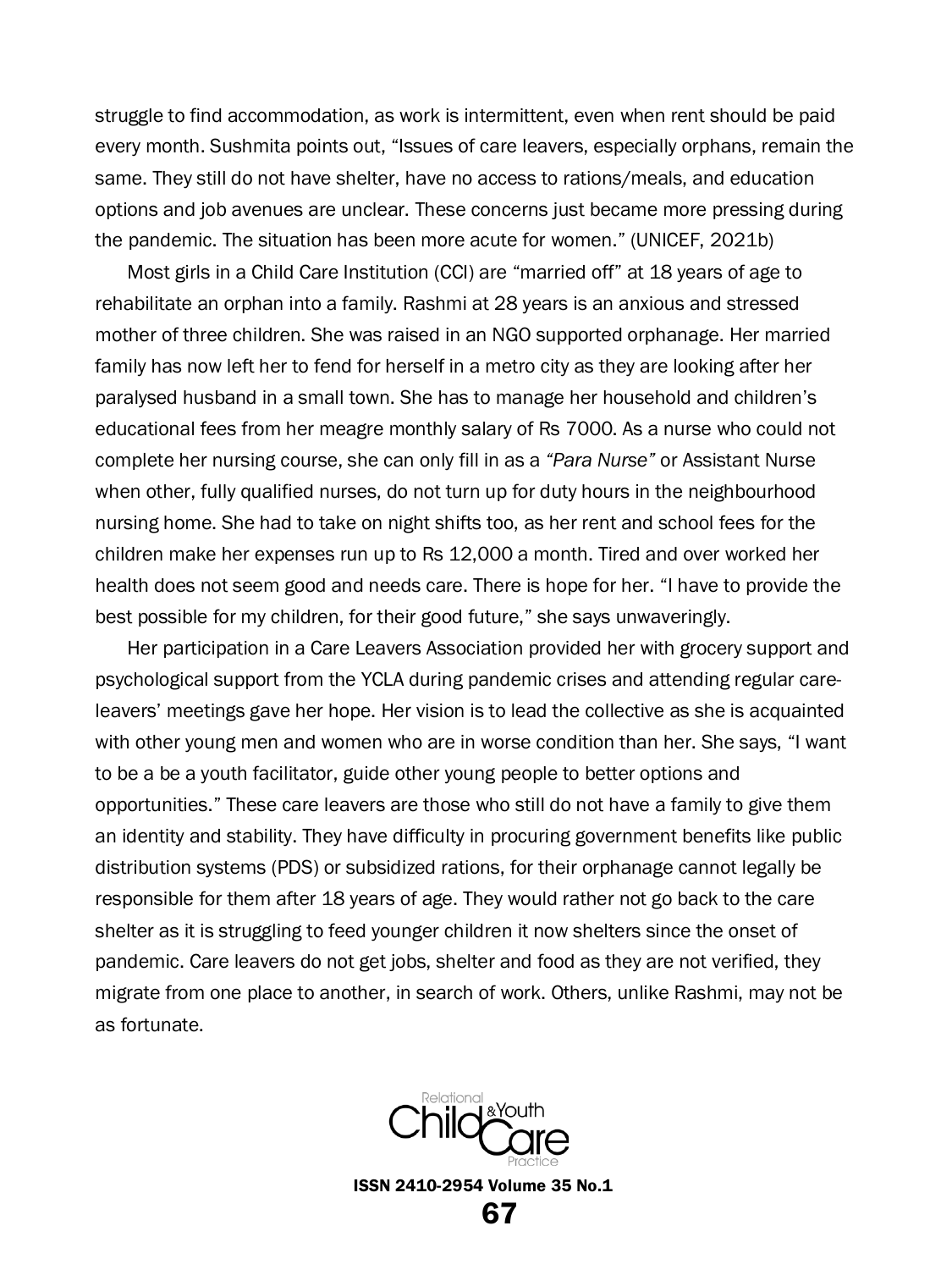struggle to find accommodation, as work is intermittent, even when rent should be paid every month. Sushmita points out, "Issues of care leavers, especially orphans, remain the same. They still do not have shelter, have no access to rations/meals, and education options and job avenues are unclear. These concerns just became more pressing during the pandemic. The situation has been more acute for women." (UNICEF, 2021b)

Most girls in a Child Care Institution (CCI) are "married off" at 18 years of age to rehabilitate an orphan into a family. Rashmi at 28 years is an anxious and stressed mother of three children. She was raised in an NGO supported orphanage. Her married family has now left her to fend for herself in a metro city as they are looking after her paralysed husband in a small town. She has to manage her household and children's educational fees from her meagre monthly salary of Rs 7000. As a nurse who could not complete her nursing course, she can only fill in as a *"Para Nurse"* or Assistant Nurse when other, fully qualified nurses, do not turn up for duty hours in the neighbourhood nursing home. She had to take on night shifts too, as her rent and school fees for the children make her expenses run up to Rs 12,000 a month. Tired and over worked her health does not seem good and needs care. There is hope for her. "I have to provide the best possible for my children, for their good future," she says unwaveringly.

Her participation in a Care Leavers Association provided her with grocery support and psychological support from the YCLA during pandemic crises and attending regular care-leavers' meetings gave her hope. Her vision is to lead the collective as she is acquainted with other young men and women who are in worse condition than her. She says, "I want to be a be a youth facilitator, guide other young people to better options and opportunities." These care leavers are those who still do not have a family to give them an identity and stability. They have difficulty in procuring government benefits like public distribution systems (PDS) or subsidized rations, for their orphanage cannot legally be responsible for them after 18 years of age. They would rather not go back to the care shelter as it is struggling to feed younger children it now shelters since the onset of pandemic. Care leavers do not get jobs, shelter and food as they are not verified, they migrate from one place to another, in search of work. Others, unlike Rashmi, may not be as fortunate.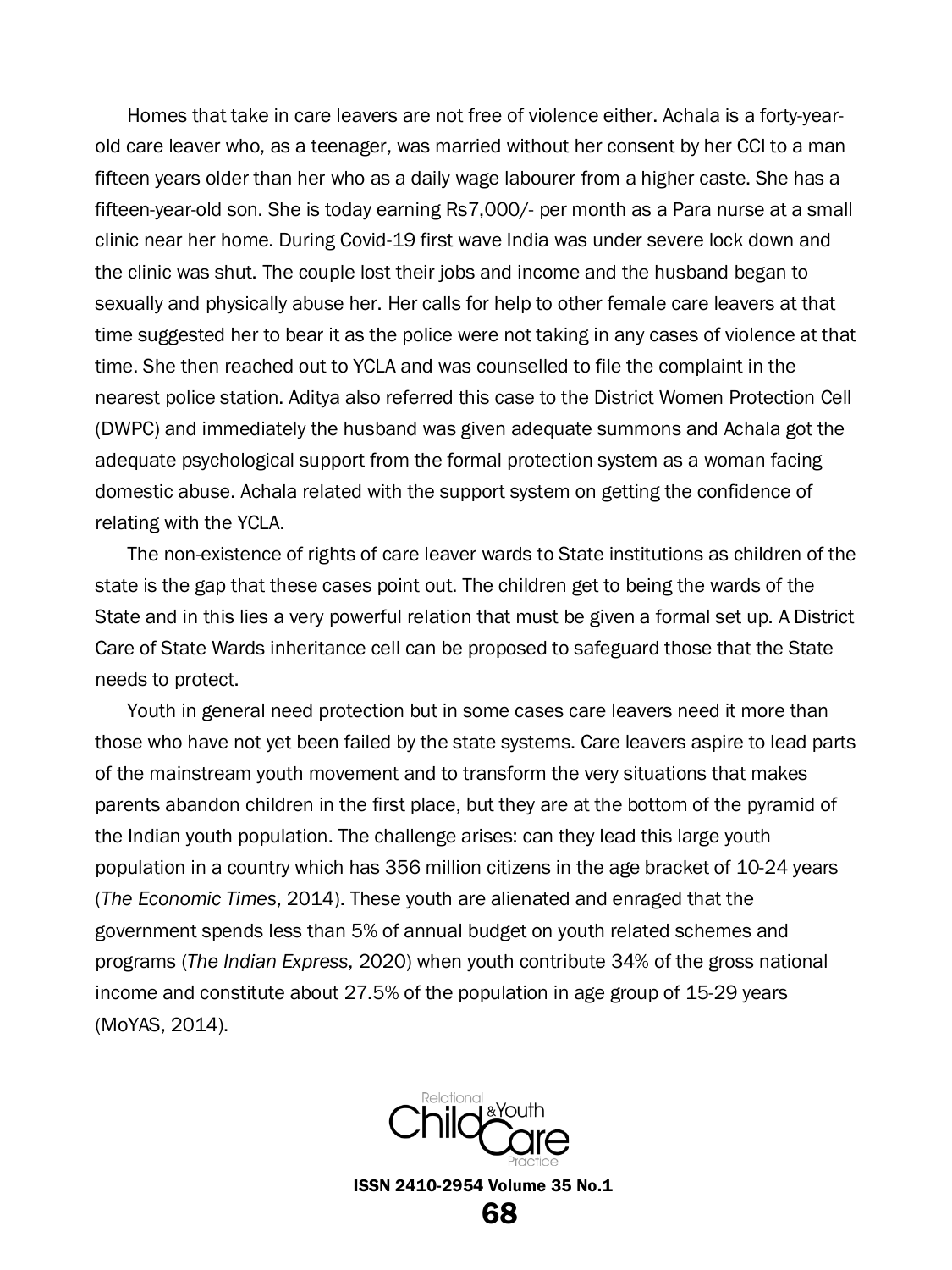Homes that take in care leavers are not free of violence either. Achala is a forty-year-old care leaver who, as a teenager, was married without her consent by her CCI to a man fifteen years older than her who as a daily wage labourer from a higher caste. She has a fifteen-year-old son. She is today earning Rs7,000/- per month as a Para nurse at a small clinic near her home. During Covid-19 first wave India was under severe lock down and the clinic was shut. The couple lost their jobs and income and the husband began to sexually and physically abuse her. Her calls for help to other female care leavers at that time suggested her to bear it as the police were not taking in any cases of violence at that time. She then reached out to YCLA and was counselled to file the complaint in the nearest police station. Aditya also referred this case to the District Women Protection Cell (DWPC) and immediately the husband was given adequate summons and Achala got the adequate psychological support from the formal protection system as a woman facing domestic abuse. Achala related with the support system on getting the confidence of relating with the YCLA.

The non-existence of rights of care leaver wards to State institutions as children of the state is the gap that these cases point out. The children get to being the wards of the State and in this lies a very powerful relation that must be given a formal set up. A District Care of State Wards inheritance cell can be proposed to safeguard those that the State needs to protect.

Youth in general need protection but in some cases care leavers need it more than those who have not yet been failed by the state systems. Care leavers aspire to lead parts of the mainstream youth movement and to transform the very situations that makes parents abandon children in the first place, but they are at the bottom of the pyramid of the Indian youth population. The challenge arises: can they lead this large youth population in a country which has 356 million citizens in the age bracket of 10-24 years (*The Economic Times*, 2014). These youth are alienated and enraged that the government spends less than 5% of annual budget on youth related schemes and programs (*The Indian Express*, 2020) when youth contribute 34% of the gross national income and constitute about 27.5% of the population in age group of 15-29 years (MoYAS, 2014).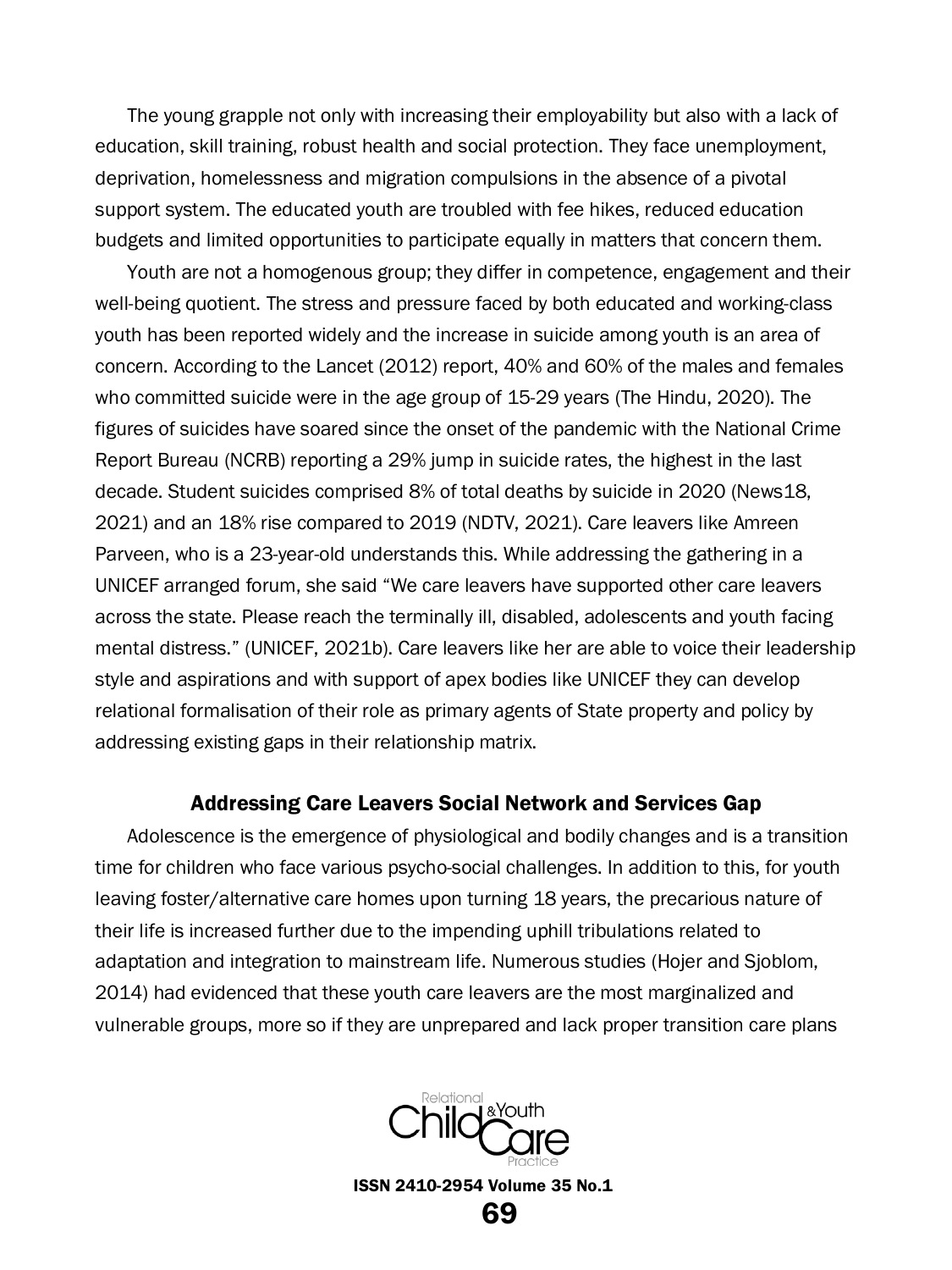The young grapple not only with increasing their employability but also with a lack of education, skill training, robust health and social protection. They face unemployment, deprivation, homelessness and migration compulsions in the absence of a pivotal support system. The educated youth are troubled with fee hikes, reduced education budgets and limited opportunities to participate equally in matters that concern them.

Youth are not a homogenous group; they differ in competence, engagement and their well-being quotient. The stress and pressure faced by both educated and working-class youth has been reported widely and the increase in suicide among youth is an area of concern. According to the Lancet (2012) report, 40% and 60% of the males and females who committed suicide were in the age group of 15-29 years (The Hindu, 2020). The figures of suicides have soared since the onset of the pandemic with the National Crime Report Bureau (NCRB) reporting a 29% jump in suicide rates, the highest in the last decade. Student suicides comprised 8% of total deaths by suicide in 2020 (News18, 2021) and an 18% rise compared to 2019 (NDTV, 2021). Care leavers like Amreen Parveen, who is a 23-year-old understands this. While addressing the gathering in a UNICEF arranged forum, she said “We care leavers have supported other care leavers across the state. Please reach the terminally ill, disabled, adolescents and youth facing mental distress.” (UNICEF, 2021b). Care leavers like her are able to voice their leadership style and aspirations and with support of apex bodies like UNICEF they can develop relational formalisation of their role as primary agents of State property and policy by addressing existing gaps in their relationship matrix.

### Addressing Care Leavers Social Network and Services Gap

Adolescence is the emergence of physiological and bodily changes and is a transition time for children who face various psycho-social challenges. In addition to this, for youth leaving foster/alternative care homes upon turning 18 years, the precarious nature of their life is increased further due to the impending uphill tribulations related to adaptation and integration to mainstream life. Numerous studies (Hojer and Sjoblom, 2014) had evidenced that these youth care leavers are the most marginalized and vulnerable groups, more so if they are unprepared and lack proper transition care plans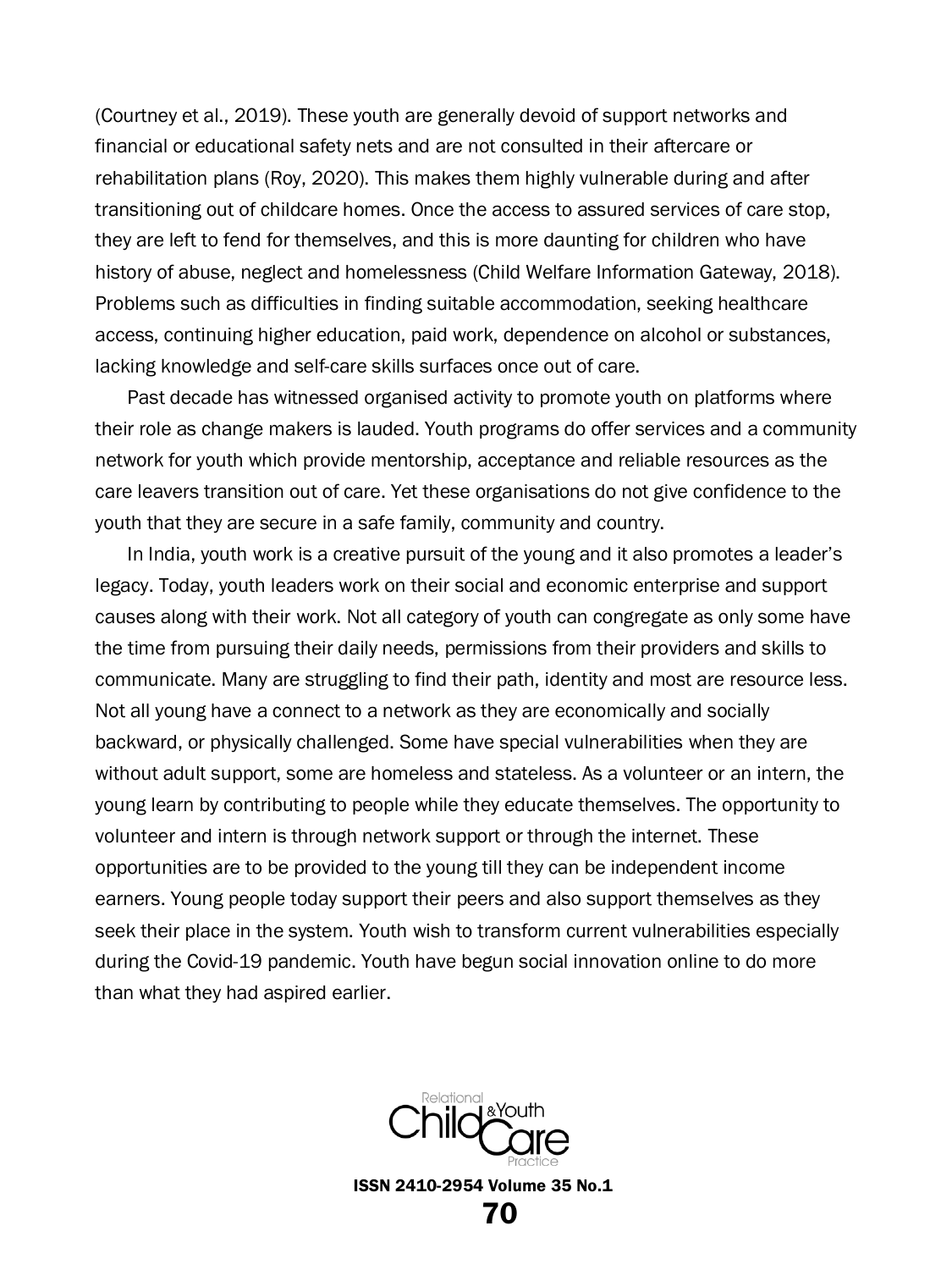(Courtney et al., 2019). These youth are generally devoid of support networks and financial or educational safety nets and are not consulted in their aftercare or rehabilitation plans (Roy, 2020). This makes them highly vulnerable during and after transitioning out of childcare homes. Once the access to assured services of care stop, they are left to fend for themselves, and this is more daunting for children who have history of abuse, neglect and homelessness (Child Welfare Information Gateway, 2018). Problems such as difficulties in finding suitable accommodation, seeking healthcare access, continuing higher education, paid work, dependence on alcohol or substances, lacking knowledge and self-care skills surfaces once out of care.

Past decade has witnessed organised activity to promote youth on platforms where their role as change makers is lauded. Youth programs do offer services and a community network for youth which provide mentorship, acceptance and reliable resources as the care leavers transition out of care. Yet these organisations do not give confidence to the youth that they are secure in a safe family, community and country.

In India, youth work is a creative pursuit of the young and it also promotes a leader's legacy. Today, youth leaders work on their social and economic enterprise and support causes along with their work. Not all category of youth can congregate as only some have the time from pursuing their daily needs, permissions from their providers and skills to communicate. Many are struggling to find their path, identity and most are resource less. Not all young have a connect to a network as they are economically and socially backward, or physically challenged. Some have special vulnerabilities when they are without adult support, some are homeless and stateless. As a volunteer or an intern, the young learn by contributing to people while they educate themselves. The opportunity to volunteer and intern is through network support or through the internet. These opportunities are to be provided to the young till they can be independent income earners. Young people today support their peers and also support themselves as they seek their place in the system. Youth wish to transform current vulnerabilities especially during the Covid-19 pandemic. Youth have begun social innovation online to do more than what they had aspired earlier.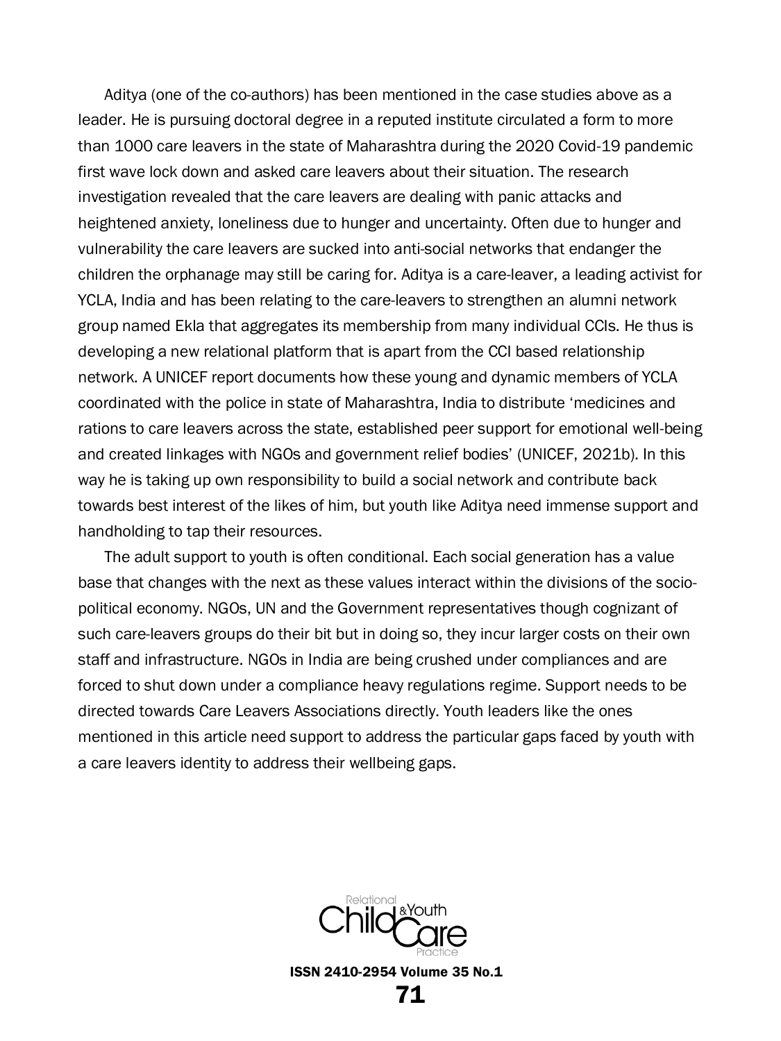Aditya (one of the co-authors) has been mentioned in the case studies above as a leader. He is pursuing doctoral degree in a reputed institute circulated a form to more than 1000 care leavers in the state of Maharashtra during the 2020 Covid-19 pandemic first wave lock down and asked care leavers about their situation. The research investigation revealed that the care leavers are dealing with panic attacks and heightened anxiety, loneliness due to hunger and uncertainty. Often due to hunger and vulnerability the care leavers are sucked into anti-social networks that endanger the children the orphanage may still be caring for. Aditya is a care-leaver, a leading activist for YCLA, India and has been relating to the care-leavers to strengthen an alumni network group named Ekla that aggregates its membership from many individual CCIs. He thus is developing a new relational platform that is apart from the CCI based relationship network. A UNICEF report documents how these young and dynamic members of YCLA coordinated with the police in state of Maharashtra, India to distribute 'medicines and rations to care leavers across the state, established peer support for emotional well-being and created linkages with NGOs and government relief bodies' (UNICEF, 2021b). In this way he is taking up own responsibility to build a social network and contribute back towards best interest of the likes of him, but youth like Aditya need immense support and handholding to tap their resources.

The adult support to youth is often conditional. Each social generation has a value base that changes with the next as these values interact within the divisions of the socio-political economy. NGOs, UN and the Government representatives though cognizant of such care-leavers groups do their bit but in doing so, they incur larger costs on their own staff and infrastructure. NGOs in India are being crushed under compliances and are forced to shut down under a compliance heavy regulations regime. Support needs to be directed towards Care Leavers Associations directly. Youth leaders like the ones mentioned in this article need support to address the particular gaps faced by youth with a care leavers identity to address their wellbeing gaps.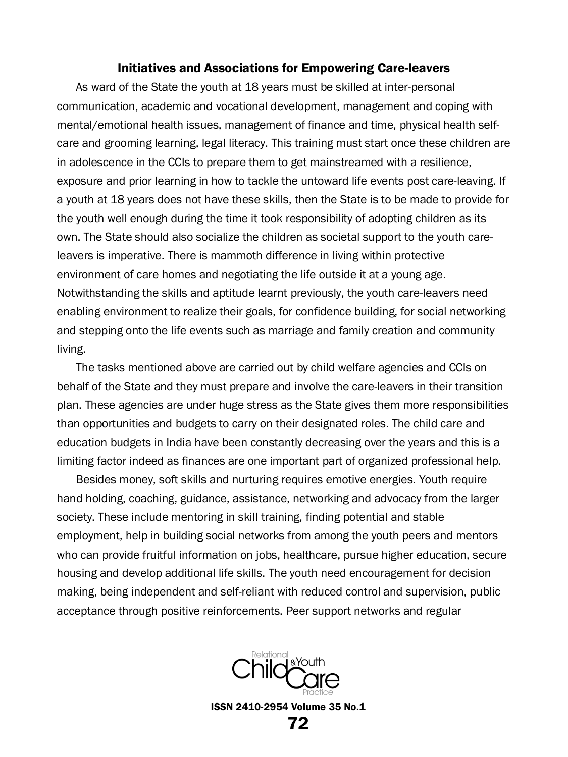### Initiatives and Associations for Empowering Care-leavers

As ward of the State the youth at 18 years must be skilled at inter-personal communication, academic and vocational development, management and coping with mental/emotional health issues, management of finance and time, physical health self-care and grooming learning, legal literacy. This training must start once these children are in adolescence in the CCIs to prepare them to get mainstreamed with a resilience, exposure and prior learning in how to tackle the untoward life events post care-leaving. If a youth at 18 years does not have these skills, then the State is to be made to provide for the youth well enough during the time it took responsibility of adopting children as its own. The State should also socialize the children as societal support to the youth care-leavers is imperative. There is mammoth difference in living within protective environment of care homes and negotiating the life outside it at a young age. Notwithstanding the skills and aptitude learnt previously, the youth care-leavers need enabling environment to realize their goals, for confidence building, for social networking and stepping onto the life events such as marriage and family creation and community living.

The tasks mentioned above are carried out by child welfare agencies and CCIs on behalf of the State and they must prepare and involve the care-leavers in their transition plan. These agencies are under huge stress as the State gives them more responsibilities than opportunities and budgets to carry on their designated roles. The child care and education budgets in India have been constantly decreasing over the years and this is a limiting factor indeed as finances are one important part of organized professional help.

Besides money, soft skills and nurturing requires emotive energies. Youth require hand holding, coaching, guidance, assistance, networking and advocacy from the larger society. These include mentoring in skill training, finding potential and stable employment, help in building social networks from among the youth peers and mentors who can provide fruitful information on jobs, healthcare, pursue higher education, secure housing and develop additional life skills. The youth need encouragement for decision making, being independent and self-reliant with reduced control and supervision, public acceptance through positive reinforcements. Peer support networks and regular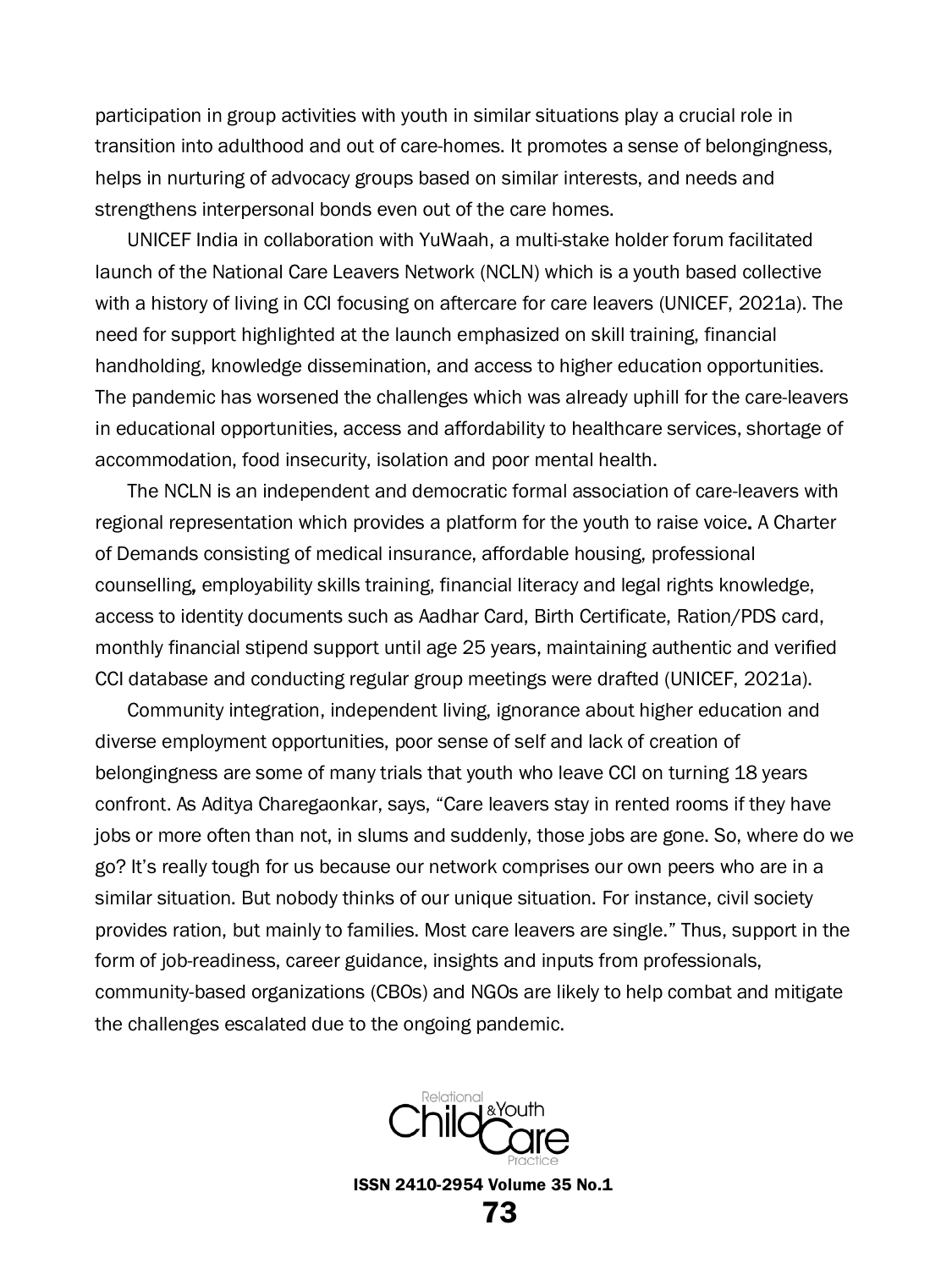participation in group activities with youth in similar situations play a crucial role in transition into adulthood and out of care-homes. It promotes a sense of belongingness, helps in nurturing of advocacy groups based on similar interests, and needs and strengthens interpersonal bonds even out of the care homes.

UNICEF India in collaboration with YuWaah, a multi-stake holder forum facilitated launch of the National Care Leavers Network (NCLN) which is a youth based collective with a history of living in CCI focusing on aftercare for care leavers (UNICEF, 2021a). The need for support highlighted at the launch emphasized on skill training, financial handholding, knowledge dissemination, and access to higher education opportunities. The pandemic has worsened the challenges which was already uphill for the care-leavers in educational opportunities, access and affordability to healthcare services, shortage of accommodation, food insecurity, isolation and poor mental health.

The NCLN is an independent and democratic formal association of care-leavers with regional representation which provides a platform for the youth to raise voice. A Charter of Demands consisting of medical insurance, affordable housing, professional counselling, employability skills training, financial literacy and legal rights knowledge, access to identity documents such as Aadhar Card, Birth Certificate, Ration/PDS card, monthly financial stipend support until age 25 years, maintaining authentic and verified CCI database and conducting regular group meetings were drafted (UNICEF, 2021a).

Community integration, independent living, ignorance about higher education and diverse employment opportunities, poor sense of self and lack of creation of belongingness are some of many trials that youth who leave CCI on turning 18 years confront. As Aditya Charegaonkar, says, "Care leavers stay in rented rooms if they have jobs or more often than not, in slums and suddenly, those jobs are gone. So, where do we go? It's really tough for us because our network comprises our own peers who are in a similar situation. But nobody thinks of our unique situation. For instance, civil society provides ration, but mainly to families. Most care leavers are single." Thus, support in the form of job-readiness, career guidance, insights and inputs from professionals, community-based organizations (CBOs) and NGOs are likely to help combat and mitigate the challenges escalated due to the ongoing pandemic.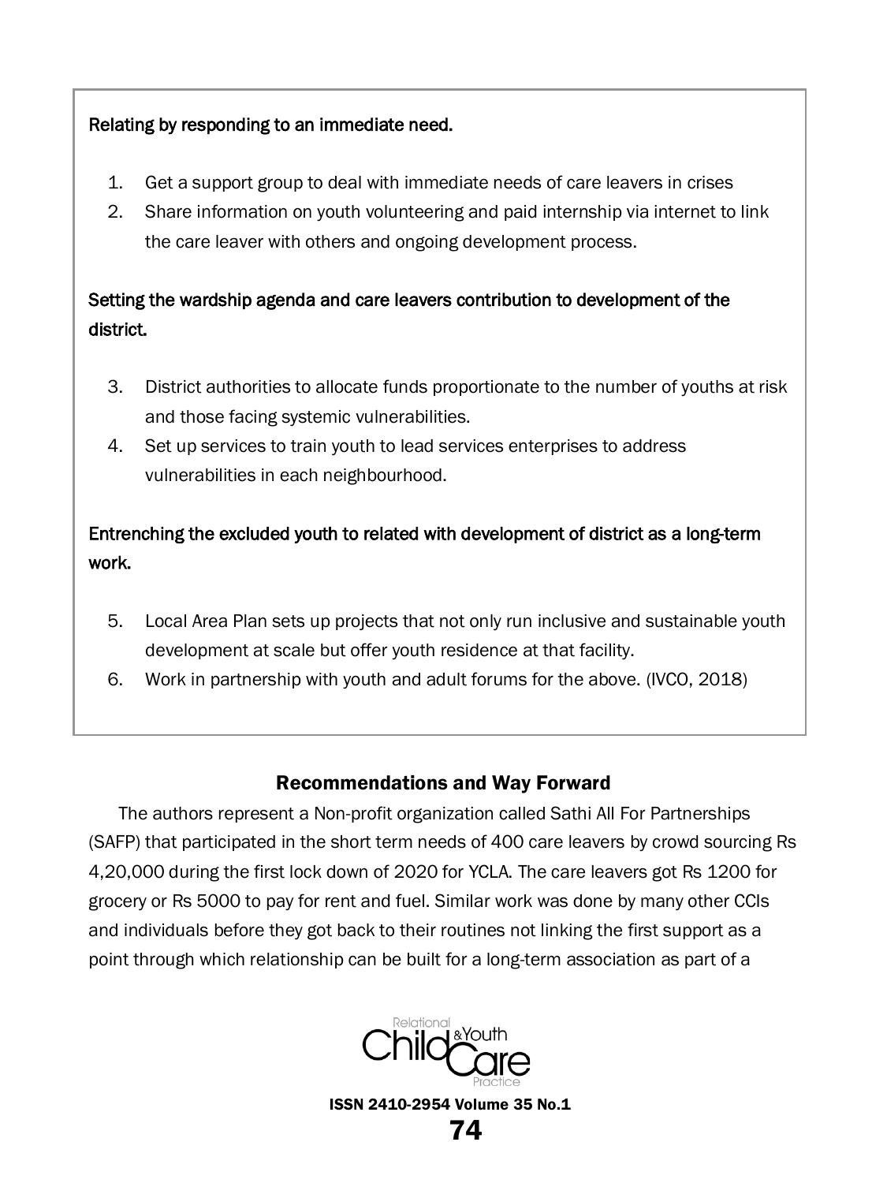Relating by responding to an immediate need.

1. Get a support group to deal with immediate needs of care leavers in crises
2. Share information on youth volunteering and paid internship via internet to link the care leaver with others and ongoing development process.

Setting the wardship agenda and care leavers contribution to development of the district.

3. District authorities to allocate funds proportionate to the number of youths at risk and those facing systemic vulnerabilities.
4. Set up services to train youth to lead services enterprises to address vulnerabilities in each neighbourhood.

Entrenching the excluded youth to related with development of district as a long-term work.

5. Local Area Plan sets up projects that not only run inclusive and sustainable youth development at scale but offer youth residence at that facility.
6. Work in partnership with youth and adult forums for the above. (IVCO, 2018)

## Recommendations and Way Forward

The authors represent a Non-profit organization called Sathi All For Partnerships (SAFP) that participated in the short term needs of 400 care leavers by crowd sourcing Rs 4,20,000 during the first lock down of 2020 for YCLA. The care leavers got Rs 1200 for grocery or Rs 5000 to pay for rent and fuel. Similar work was done by many other CCIs and individuals before they got back to their routines not linking the first support as a point through which relationship can be built for a long-term association as part of a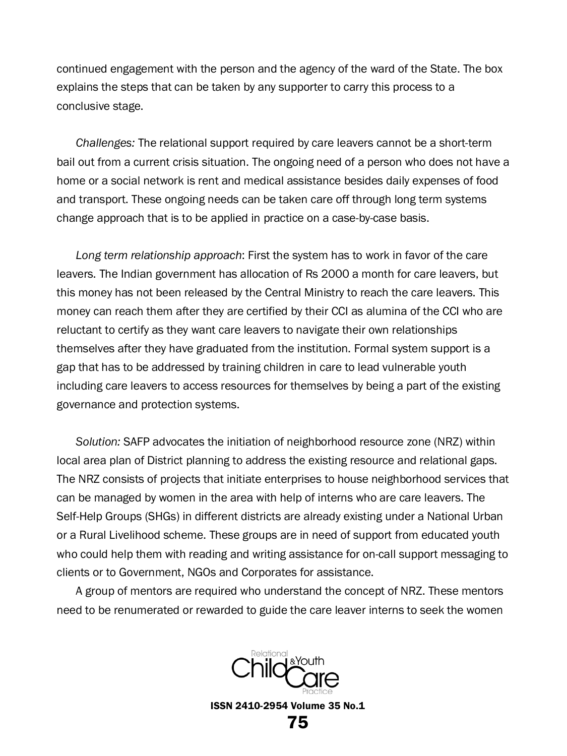continued engagement with the person and the agency of the ward of the State. The box explains the steps that can be taken by any supporter to carry this process to a conclusive stage.

*Challenges:* The relational support required by care leavers cannot be a short-term bail out from a current crisis situation. The ongoing need of a person who does not have a home or a social network is rent and medical assistance besides daily expenses of food and transport. These ongoing needs can be taken care off through long term systems change approach that is to be applied in practice on a case-by-case basis.

*Long term relationship approach*: First the system has to work in favor of the care leavers. The Indian government has allocation of Rs 2000 a month for care leavers, but this money has not been released by the Central Ministry to reach the care leavers. This money can reach them after they are certified by their CCI as alumina of the CCI who are reluctant to certify as they want care leavers to navigate their own relationships themselves after they have graduated from the institution. Formal system support is a gap that has to be addressed by training children in care to lead vulnerable youth including care leavers to access resources for themselves by being a part of the existing governance and protection systems.

*Solution:* SAFP advocates the initiation of neighborhood resource zone (NRZ) within local area plan of District planning to address the existing resource and relational gaps. The NRZ consists of projects that initiate enterprises to house neighborhood services that can be managed by women in the area with help of interns who are care leavers. The Self-Help Groups (SHGs) in different districts are already existing under a National Urban or a Rural Livelihood scheme. These groups are in need of support from educated youth who could help them with reading and writing assistance for on-call support messaging to clients or to Government, NGOs and Corporates for assistance.

A group of mentors are required who understand the concept of NRZ. These mentors need to be renumerated or rewarded to guide the care leaver interns to seek the women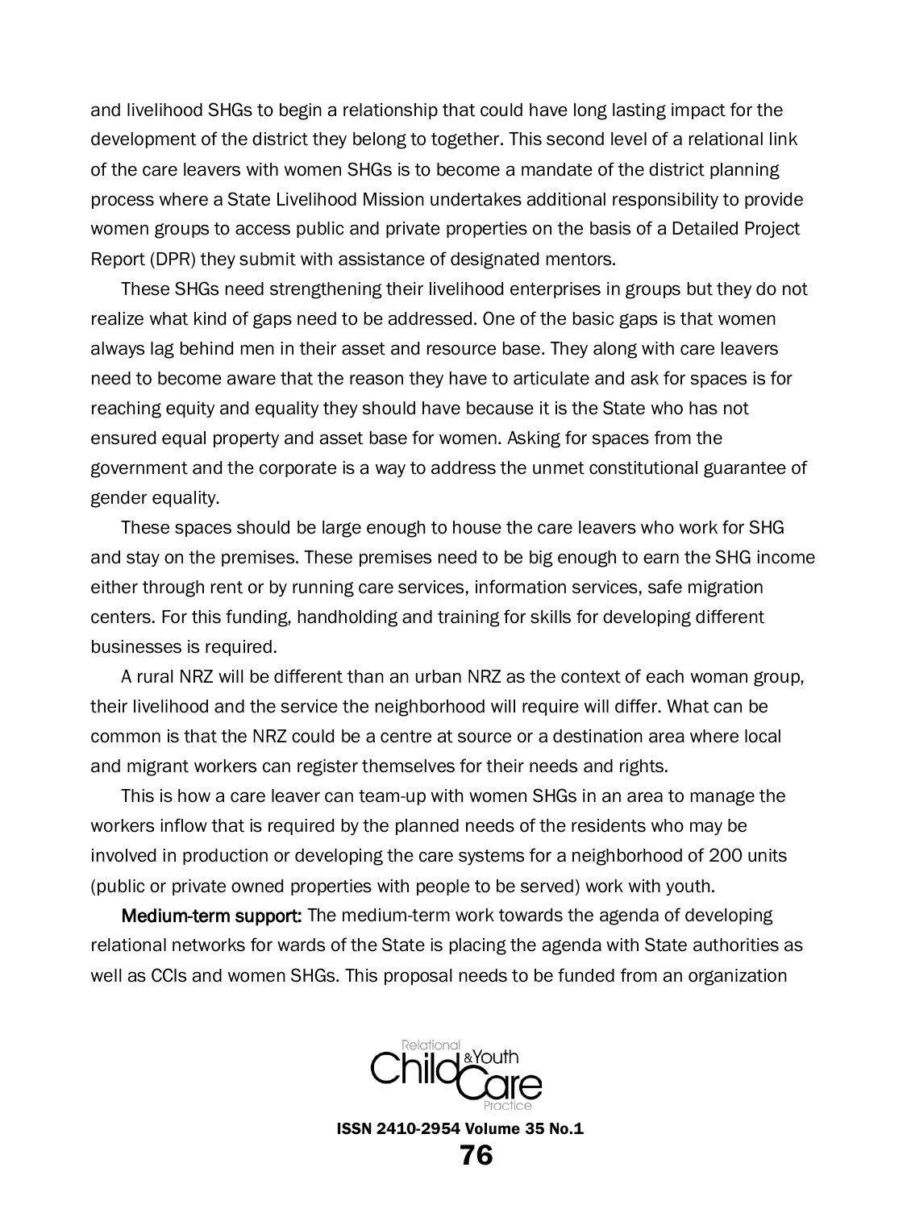and livelihood SHGs to begin a relationship that could have long lasting impact for the development of the district they belong to together. This second level of a relational link of the care leavers with women SHGs is to become a mandate of the district planning process where a State Livelihood Mission undertakes additional responsibility to provide women groups to access public and private properties on the basis of a Detailed Project Report (DPR) they submit with assistance of designated mentors.

These SHGs need strengthening their livelihood enterprises in groups but they do not realize what kind of gaps need to be addressed. One of the basic gaps is that women always lag behind men in their asset and resource base. They along with care leavers need to become aware that the reason they have to articulate and ask for spaces is for reaching equity and equality they should have because it is the State who has not ensured equal property and asset base for women. Asking for spaces from the government and the corporate is a way to address the unmet constitutional guarantee of gender equality.

These spaces should be large enough to house the care leavers who work for SHG and stay on the premises. These premises need to be big enough to earn the SHG income either through rent or by running care services, information services, safe migration centers. For this funding, handholding and training for skills for developing different businesses is required.

A rural NRZ will be different than an urban NRZ as the context of each woman group, their livelihood and the service the neighborhood will require will differ. What can be common is that the NRZ could be a centre at source or a destination area where local and migrant workers can register themselves for their needs and rights.

This is how a care leaver can team-up with women SHGs in an area to manage the workers inflow that is required by the planned needs of the residents who may be involved in production or developing the care systems for a neighborhood of 200 units (public or private owned properties with people to be served) work with youth.

**Medium-term support:** The medium-term work towards the agenda of developing relational networks for wards of the State is placing the agenda with State authorities as well as CCIs and women SHGs. This proposal needs to be funded from an organization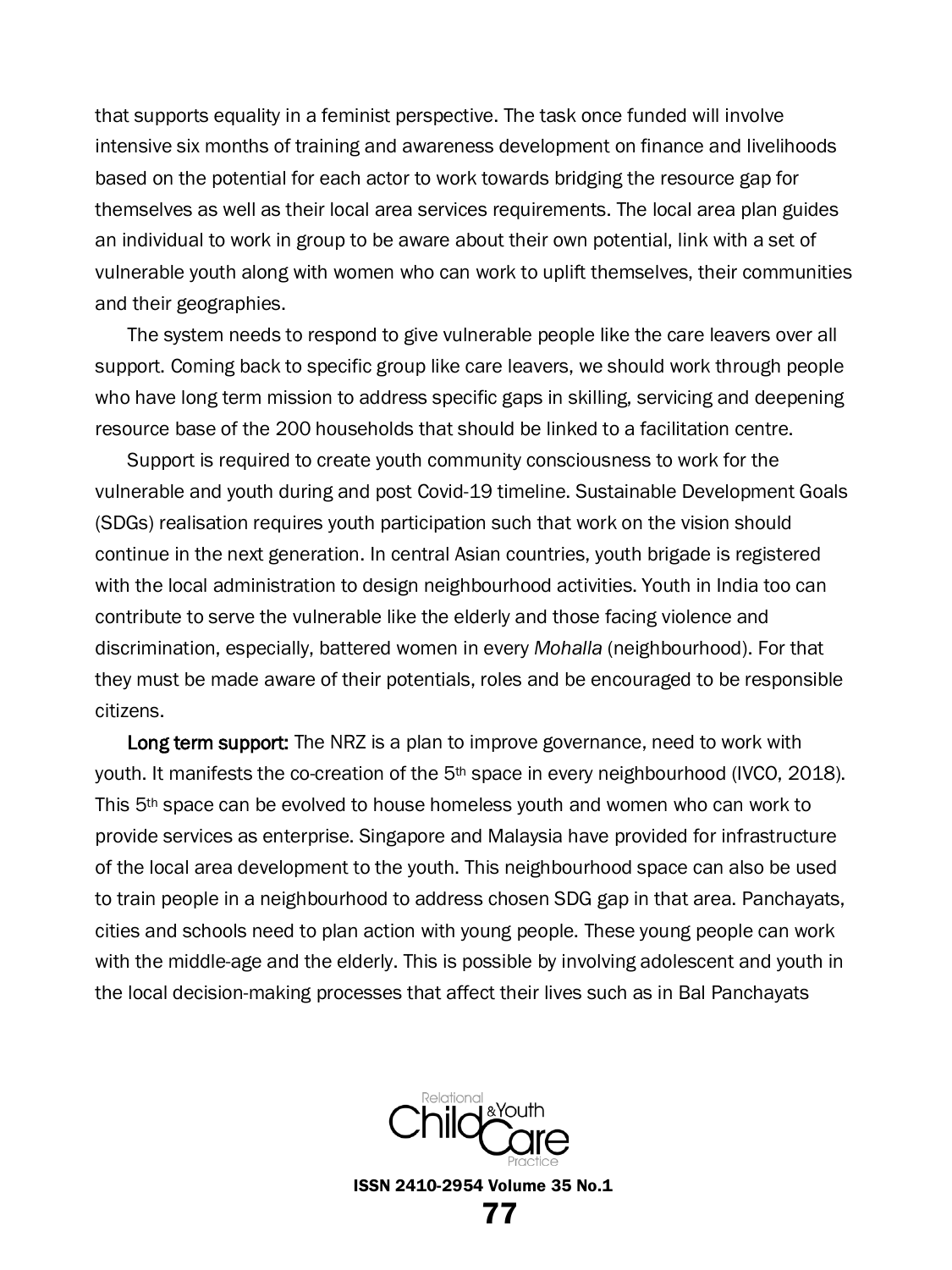that supports equality in a feminist perspective. The task once funded will involve intensive six months of training and awareness development on finance and livelihoods based on the potential for each actor to work towards bridging the resource gap for themselves as well as their local area services requirements. The local area plan guides an individual to work in group to be aware about their own potential, link with a set of vulnerable youth along with women who can work to uplift themselves, their communities and their geographies.

The system needs to respond to give vulnerable people like the care leavers over all support. Coming back to specific group like care leavers, we should work through people who have long term mission to address specific gaps in skilling, servicing and deepening resource base of the 200 households that should be linked to a facilitation centre.

Support is required to create youth community consciousness to work for the vulnerable and youth during and post Covid-19 timeline. Sustainable Development Goals (SDGs) realisation requires youth participation such that work on the vision should continue in the next generation. In central Asian countries, youth brigade is registered with the local administration to design neighbourhood activities. Youth in India too can contribute to serve the vulnerable like the elderly and those facing violence and discrimination, especially, battered women in every *Mohalla* (neighbourhood). For that they must be made aware of their potentials, roles and be encouraged to be responsible citizens.

**Long term support:** The NRZ is a plan to improve governance, need to work with youth. It manifests the co-creation of the 5th space in every neighbourhood (IVCO, 2018). This 5th space can be evolved to house homeless youth and women who can work to provide services as enterprise. Singapore and Malaysia have provided for infrastructure of the local area development to the youth. This neighbourhood space can also be used to train people in a neighbourhood to address chosen SDG gap in that area. Panchayats, cities and schools need to plan action with young people. These young people can work with the middle-age and the elderly. This is possible by involving adolescent and youth in the local decision-making processes that affect their lives such as in Bal Panchayats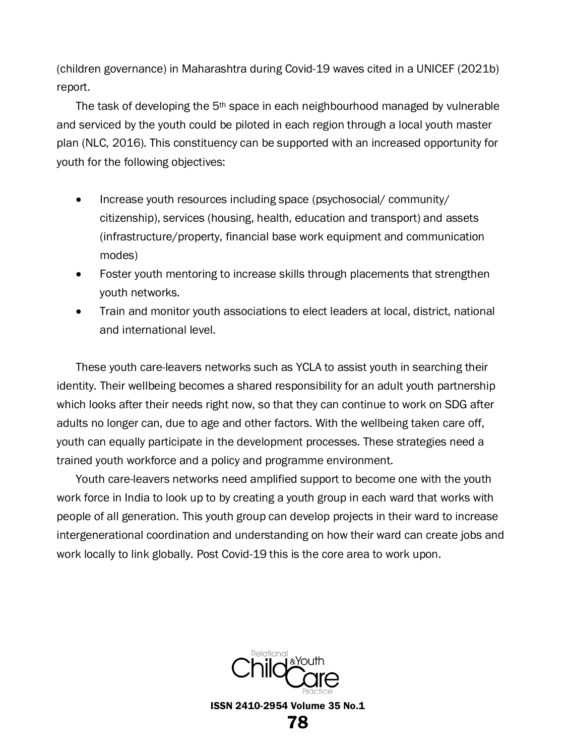(children governance) in Maharashtra during Covid-19 waves cited in a UNICEF (2021b) report.

The task of developing the 5th space in each neighbourhood managed by vulnerable and serviced by the youth could be piloted in each region through a local youth master plan (NLC, 2016). This constituency can be supported with an increased opportunity for youth for the following objectives:

- Increase youth resources including space (psychosocial/ community/ citizenship), services (housing, health, education and transport) and assets (infrastructure/property, financial base work equipment and communication modes)
- Foster youth mentoring to increase skills through placements that strengthen youth networks.
- Train and monitor youth associations to elect leaders at local, district, national and international level.

These youth care-leavers networks such as YCLA to assist youth in searching their identity. Their wellbeing becomes a shared responsibility for an adult youth partnership which looks after their needs right now, so that they can continue to work on SDG after adults no longer can, due to age and other factors. With the wellbeing taken care off, youth can equally participate in the development processes. These strategies need a trained youth workforce and a policy and programme environment.

Youth care-leavers networks need amplified support to become one with the youth work force in India to look up to by creating a youth group in each ward that works with people of all generation. This youth group can develop projects in their ward to increase intergenerational coordination and understanding on how their ward can create jobs and work locally to link globally. Post Covid-19 this is the core area to work upon.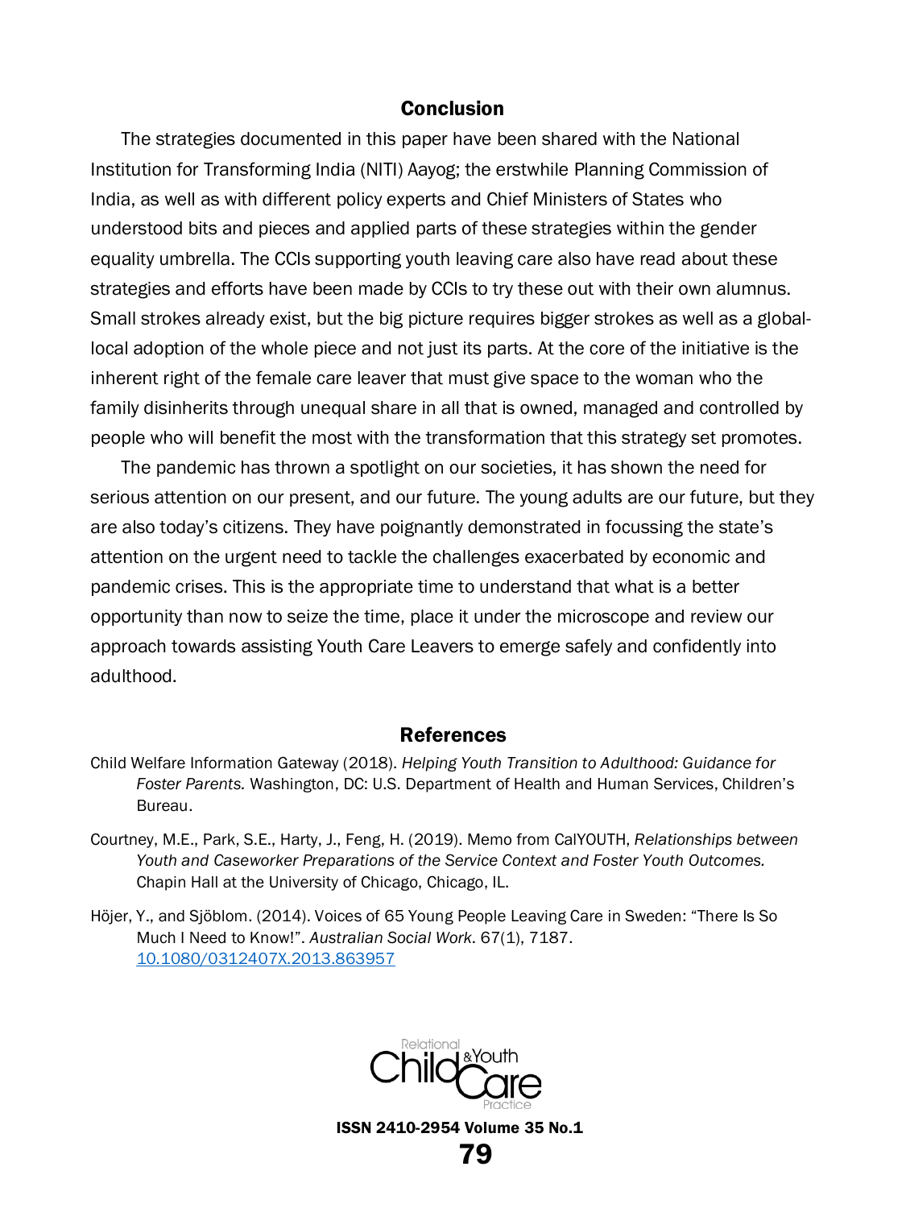## Conclusion

The strategies documented in this paper have been shared with the National Institution for Transforming India (NITI) Aayog; the erstwhile Planning Commission of India, as well as with different policy experts and Chief Ministers of States who understood bits and pieces and applied parts of these strategies within the gender equality umbrella. The CCIs supporting youth leaving care also have read about these strategies and efforts have been made by CCIs to try these out with their own alumnus. Small strokes already exist, but the big picture requires bigger strokes as well as a global-local adoption of the whole piece and not just its parts. At the core of the initiative is the inherent right of the female care leaver that must give space to the woman who the family disinherits through unequal share in all that is owned, managed and controlled by people who will benefit the most with the transformation that this strategy set promotes.

The pandemic has thrown a spotlight on our societies, it has shown the need for serious attention on our present, and our future. The young adults are our future, but they are also today's citizens. They have poignantly demonstrated in focussing the state's attention on the urgent need to tackle the challenges exacerbated by economic and pandemic crises. This is the appropriate time to understand that what is a better opportunity than now to seize the time, place it under the microscope and review our approach towards assisting Youth Care Leavers to emerge safely and confidently into adulthood.

## References

Child Welfare Information Gateway (2018). *Helping Youth Transition to Adulthood: Guidance for Foster Parents.* Washington, DC: U.S. Department of Health and Human Services, Children's Bureau.

Courtney, M.E., Park, S.E., Harty, J., Feng, H. (2019). Memo from CalYOUTH, *Relationships between Youth and Caseworker Preparations of the Service Context and Foster Youth Outcomes.* Chapin Hall at the University of Chicago, Chicago, IL.

Höjer, Y., and Sjöblom. (2014). Voices of 65 Young People Leaving Care in Sweden: "There Is So Much I Need to Know!". *Australian Social Work*. 67(1), 7187. [10.1080/0312407X.2013.863957](https://doi.org/10.1080/0312407X.2013.863957)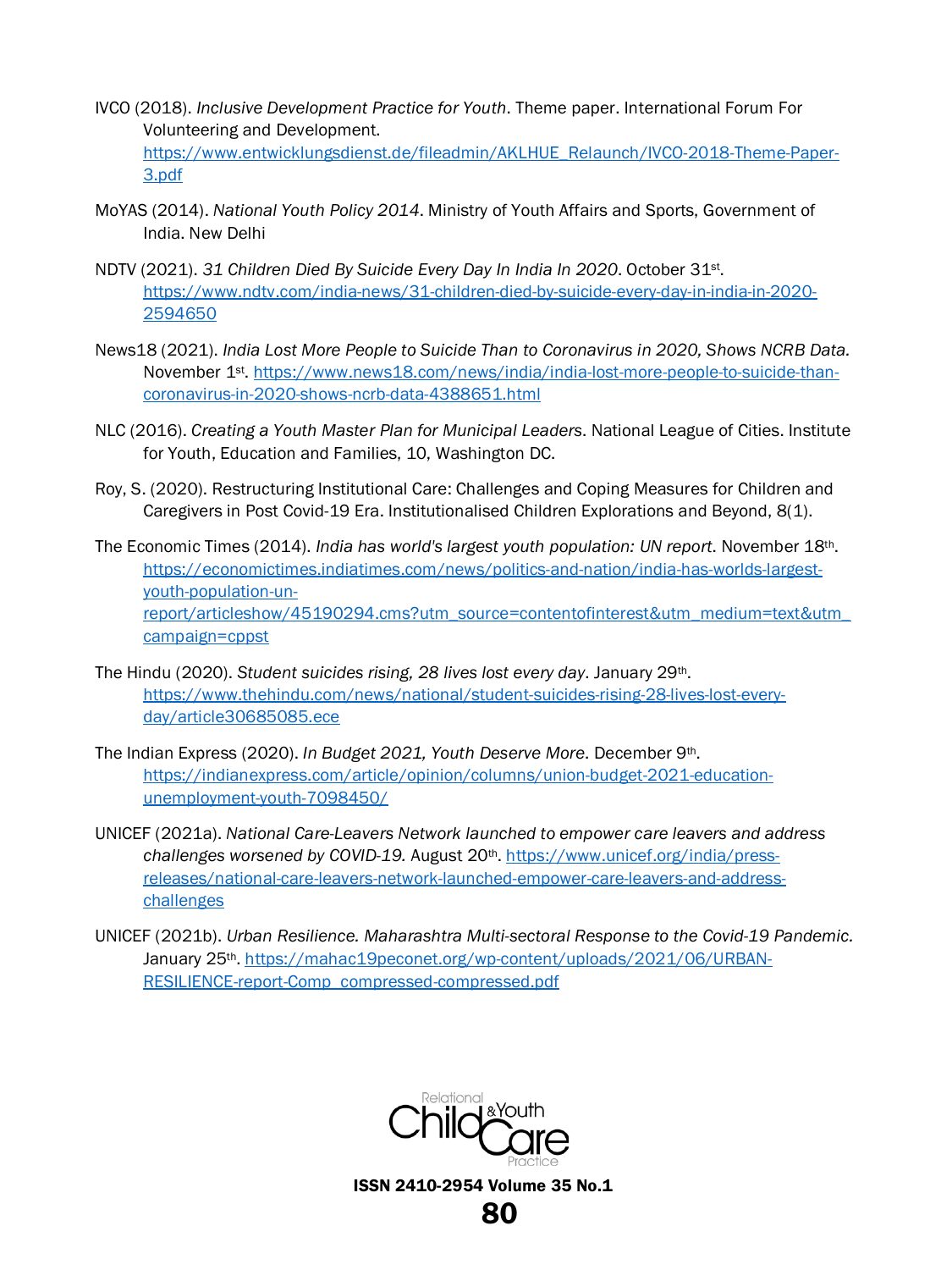IVCO (2018). *Inclusive Development Practice for Youth*. Theme paper. International Forum For Volunteering and Development. https://www.entwicklungsdienst.de/fileadmin/AKLHUE_Relaunch/IVCO-2018-Theme-Paper-3.pdf

MoYAS (2014). *National Youth Policy 2014*. Ministry of Youth Affairs and Sports, Government of India. New Delhi

NDTV (2021). *31 Children Died By Suicide Every Day In India In 2020*. October 31st. https://www.ndtv.com/india-news/31-children-died-by-suicide-every-day-in-india-in-2020-2594650

News18 (2021). *India Lost More People to Suicide Than to Coronavirus in 2020, Shows NCRB Data.* November 1st. https://www.news18.com/news/india/india-lost-more-people-to-suicide-than-coronavirus-in-2020-shows-ncrb-data-4388651.html

NLC (2016). *Creating a Youth Master Plan for Municipal Leaders*. National League of Cities. Institute for Youth, Education and Families, 10, Washington DC.

Roy, S. (2020). Restructuring Institutional Care: Challenges and Coping Measures for Children and Caregivers in Post Covid-19 Era. Institutionalised Children Explorations and Beyond, 8(1).

The Economic Times (2014). *India has world's largest youth population: UN report*. November 18th. https://economictimes.indiatimes.com/news/politics-and-nation/india-has-worlds-largest-youth-population-un-report/articleshow/45190294.cms?utm_source=contentofinterest&utm_medium=text&utm_campaign=cppst

The Hindu (2020). *Student suicides rising, 28 lives lost every day*. January 29th. https://www.thehindu.com/news/national/student-suicides-rising-28-lives-lost-every-day/article30685085.ece

The Indian Express (2020). *In Budget 2021, Youth Deserve More*. December 9th. https://indianexpress.com/article/opinion/columns/union-budget-2021-education-unemployment-youth-7098450/

UNICEF (2021a). *National Care-Leavers Network launched to empower care leavers and address challenges worsened by COVID-19.* August 20th. https://www.unicef.org/india/press-releases/national-care-leavers-network-launched-empower-care-leavers-and-address-challenges

UNICEF (2021b). *Urban Resilience. Maharashtra Multi-sectoral Response to the Covid-19 Pandemic.* January 25th. https://mahac19peconet.org/wp-content/uploads/2021/06/URBAN-RESILIENCE-report-Comp_compressed-compressed.pdf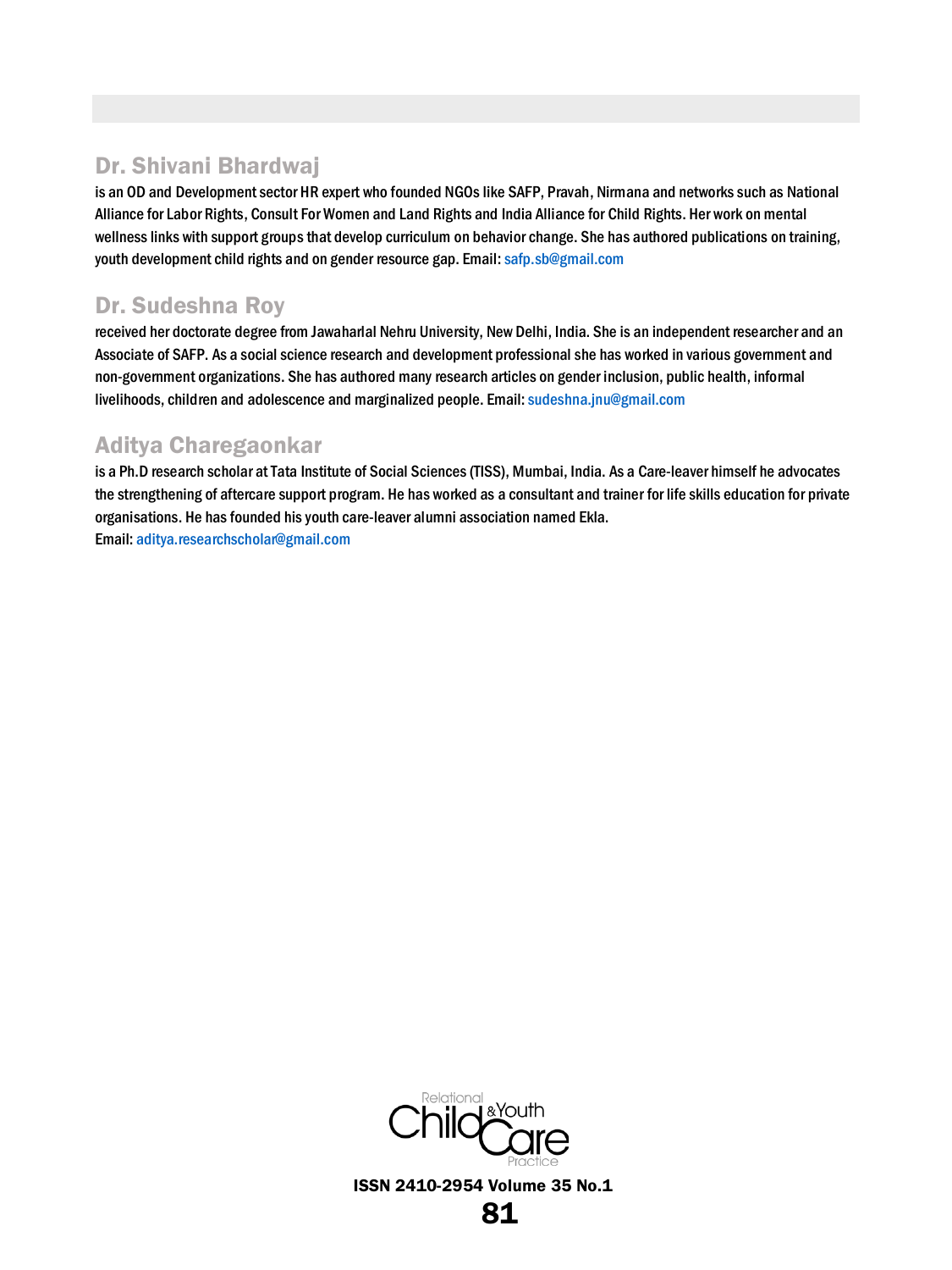### Dr. Shivani Bhardwaj

is an OD and Development sector HR expert who founded NGOs like SAFP, Pravah, Nirmana and networks such as National Alliance for Labor Rights, Consult For Women and Land Rights and India Alliance for Child Rights. Her work on mental wellness links with support groups that develop curriculum on behavior change. She has authored publications on training, youth development child rights and on gender resource gap. Email: safp.sb@gmail.com

### Dr. Sudeshna Roy

received her doctorate degree from Jawaharlal Nehru University, New Delhi, India. She is an independent researcher and an Associate of SAFP. As a social science research and development professional she has worked in various government and non-government organizations. She has authored many research articles on gender inclusion, public health, informal livelihoods, children and adolescence and marginalized people. Email: sudeshna.jnu@gmail.com

### Aditya Charegaonkar

is a Ph.D research scholar at Tata Institute of Social Sciences (TISS), Mumbai, India. As a Care-leaver himself he advocates the strengthening of aftercare support program. He has worked as a consultant and trainer for life skills education for private organisations. He has founded his youth care-leaver alumni association named Ekla.
Email: aditya.researchscholar@gmail.com